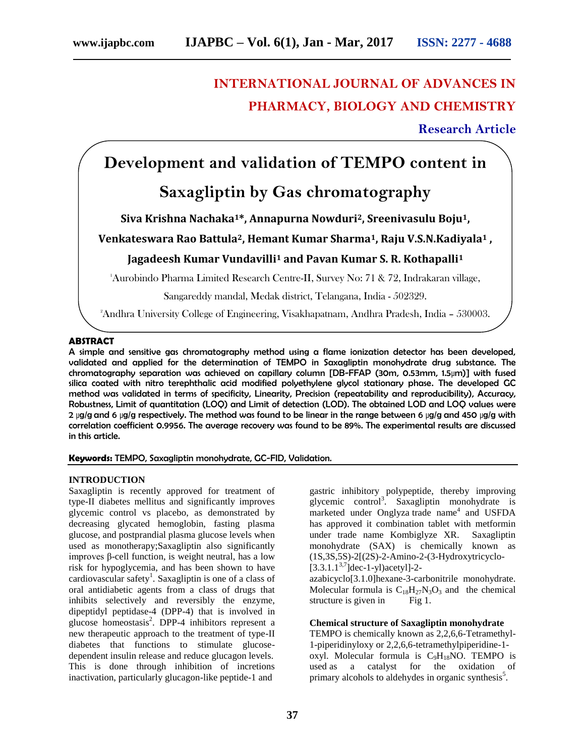# INTERNATIONAL JOURNAL OF ADVANCES IN PHARMACY, BIOLOGY AND CHEMISTRY

**Research Article**

# Development and validation of TEMPO content in Saxagliptin by Gas chromatography

**Siva Krishna Nachaka[1]*, Annapurna Nowduri[2], Sreenivasulu Boju[1], Venkateswara Rao Battula[2], Hemant Kumar Sharma[1], Raju V.S.N.Kadiyala[1], Jagadeesh Kumar Vundavilli[1] and Pavan Kumar S. R. Kothapalli[1]**

[1]Aurobindo Pharma Limited Research Centre-II, Survey No: 71 & 72, Indrakaran village, Sangareddy mandal, Medak district, Telangana, India - 502329.

[2]Andhra University College of Engineering, Visakhapatnam, Andhra Pradesh, India – 530003.

## ABSTRACT

A simple and sensitive gas chromatography method using a flame ionization detector has been developed, validated and applied for the determination of TEMPO in Saxagliptin monohydrate drug substance. The chromatography separation was achieved on capillary column [DB-FFAP (30m, 0.53mm, 1.5μm)] with fused silica coated with nitro terephthalic acid modified polyethylene glycol stationary phase. The developed GC method was validated in terms of specificity, Linearity, Precision (repeatability and reproducibility), Accuracy, Robustness, Limit of quantitation (LOQ) and Limit of detection (LOD). The obtained LOD and LOQ values were 2 μg/g and 6 μg/g respectively. The method was found to be linear in the range between 6 μg/g and 450 μg/g with correlation coefficient 0.9956. The average recovery was found to be 89%. The experimental results are discussed in this article.

**Keywords:** TEMPO, Saxagliptin monohydrate, GC-FID, Validation.

## INTRODUCTION

Saxagliptin is recently approved for treatment of type-II diabetes mellitus and significantly improves glycemic control vs placebo, as demonstrated by decreasing glycated hemoglobin, fasting plasma glucose, and postprandial plasma glucose levels when used as monotherapy;Saxagliptin also significantly improves β-cell function, is weight neutral, has a low risk for hypoglycemia, and has been shown to have cardiovascular safety[1]. Saxagliptin is one of a class of oral antidiabetic agents from a class of drugs that inhibits selectively and reversibly the enzyme, dipeptidyl peptidase-4 (DPP-4) that is involved in glucose homeostasis[2]. DPP-4 inhibitors represent a new therapeutic approach to the treatment of type-II diabetes that functions to stimulate glucose-dependent insulin release and reduce glucagon levels. This is done through inhibition of incretions inactivation, particularly glucagon-like peptide-1 and gastric inhibitory polypeptide, thereby improving glycemic control[3]. Saxagliptin monohydrate is marketed under Onglyza trade name[4] and USFDA has approved it combination tablet with metformin under trade name Kombiglyze XR. Saxagliptin monohydrate (SAX) is chemically known as (1S,3S,5S)-2[(2S)-2-Amino-2-(3-Hydroxytricyclo-[3.3.1.1$^{3,7}$]dec-1-yl)acetyl]-2-azabicyclo[3.1.0]hexane-3-carbonitrile monohydrate. Molecular formula is $C_{18}H_{27}N_3O_3$ and the chemical structure is given in Fig 1.

**Chemical structure of Saxagliptin monohydrate**

TEMPO is chemically known as 2,2,6,6-Tetramethyl-1-piperidinyloxy or 2,2,6,6-tetramethylpiperidine-1-oxyl. Molecular formula is $C_9H_{18}NO$. TEMPO is used as a catalyst for the oxidation of primary alcohols to aldehydes in organic synthesis[5].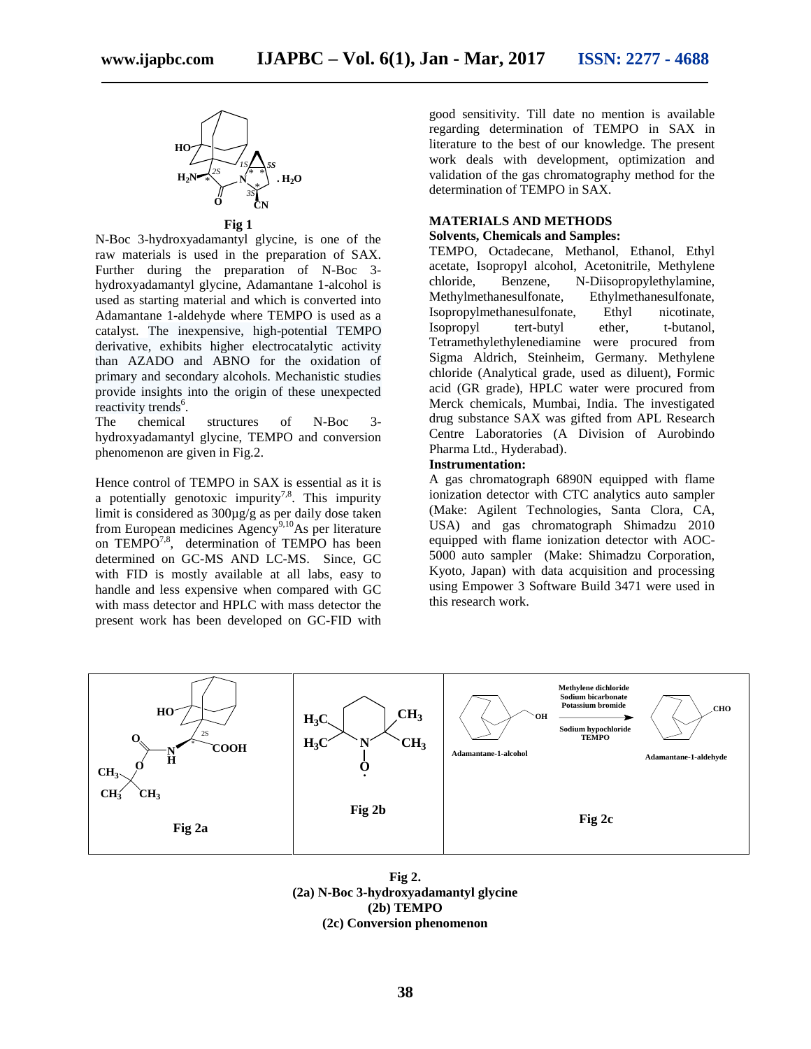Fig 1

N-Boc 3-hydroxyadamantyl glycine, is one of the raw materials is used in the preparation of SAX. Further during the preparation of N-Boc 3-hydroxyadamantyl glycine, Adamantane 1-alcohol is used as starting material and which is converted into Adamantane 1-aldehyde where TEMPO is used as a catalyst. The inexpensive, high-potential TEMPO derivative, exhibits higher electrocatalytic activity than AZADO and ABNO for the oxidation of primary and secondary alcohols. Mechanistic studies provide insights into the origin of these unexpected reactivity trends[6].

The chemical structures of N-Boc 3-hydroxyadamantyl glycine, TEMPO and conversion phenomenon are given in Fig.2.

Hence control of TEMPO in SAX is essential as it is a potentially genotoxic impurity[7,8]. This impurity limit is considered as 300µg/g as per daily dose taken from European medicines Agency[9,10]As per literature on TEMPO[7,8], determination of TEMPO has been determined on GC-MS AND LC-MS. Since, GC with FID is mostly available at all labs, easy to handle and less expensive when compared with GC with mass detector and HPLC with mass detector the present work has been developed on GC-FID with good sensitivity. Till date no mention is available regarding determination of TEMPO in SAX in literature to the best of our knowledge. The present work deals with development, optimization and validation of the gas chromatography method for the determination of TEMPO in SAX.

## MATERIALS AND METHODS

### Solvents, Chemicals and Samples:

TEMPO, Octadecane, Methanol, Ethanol, Ethyl acetate, Isopropyl alcohol, Acetonitrile, Methylene chloride, Benzene, N-Diisopropylethylamine, Methylmethanesulfonate, Ethylmethanesulfonate, Isopropylmethanesulfonate, Ethyl nicotinate, Isopropyl tert-butyl ether, t-butanol, Tetramethylethylenediamine were procured from Sigma Aldrich, Steinheim, Germany. Methylene chloride (Analytical grade, used as diluent), Formic acid (GR grade), HPLC water were procured from Merck chemicals, Mumbai, India. The investigated drug substance SAX was gifted from APL Research Centre Laboratories (A Division of Aurobindo Pharma Ltd., Hyderabad).

### Instrumentation:

A gas chromatograph 6890N equipped with flame ionization detector with CTC analytics auto sampler (Make: Agilent Technologies, Santa Clora, CA, USA) and gas chromatograph Shimadzu 2010 equipped with flame ionization detector with AOC-5000 auto sampler (Make: Shimadzu Corporation, Kyoto, Japan) with data acquisition and processing using Empower 3 Software Build 3471 were used in this research work.

Fig 2a

Fig 2b

Fig 2c

**Fig 2.**
**(2a) N-Boc 3-hydroxyadamantyl glycine**
**(2b) TEMPO**
**(2c) Conversion phenomenon**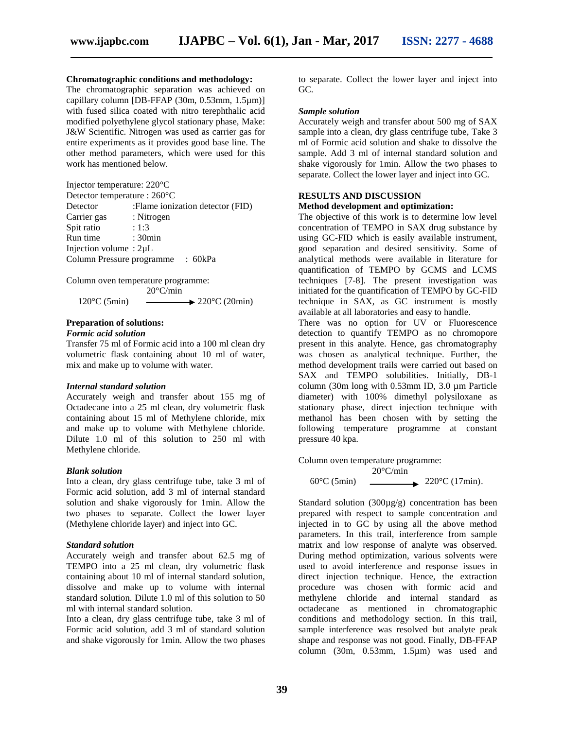**Chromatographic conditions and methodology:**

The chromatographic separation was achieved on capillary column [DB-FFAP (30m, 0.53mm, 1.5µm)] with fused silica coated with nitro terephthalic acid modified polyethylene glycol stationary phase, Make: J&W Scientific. Nitrogen was used as carrier gas for entire experiments as it provides good base line. The other method parameters, which were used for this work has mentioned below.

Injector temperature: 220°C
Detector temperature : 260°C
Detector :Flame ionization detector (FID)
Carrier gas : Nitrogen
Spit ratio : 1:3
Run time : 30min
Injection volume : 2µL
Column Pressure programme : 60kPa

Column oven temperature programme:

$$120°C\ (5min) \xrightarrow{20°C/min} 220°C\ (20min)$$

**Preparation of solutions:**

***Formic acid solution***

Transfer 75 ml of Formic acid into a 100 ml clean dry volumetric flask containing about 10 ml of water, mix and make up to volume with water.

***Internal standard solution***

Accurately weigh and transfer about 155 mg of Octadecane into a 25 ml clean, dry volumetric flask containing about 15 ml of Methylene chloride, mix and make up to volume with Methylene chloride. Dilute 1.0 ml of this solution to 250 ml with Methylene chloride.

***Blank solution***

Into a clean, dry glass centrifuge tube, take 3 ml of Formic acid solution, add 3 ml of internal standard solution and shake vigorously for 1min. Allow the two phases to separate. Collect the lower layer (Methylene chloride layer) and inject into GC.

***Standard solution***

Accurately weigh and transfer about 62.5 mg of TEMPO into a 25 ml clean, dry volumetric flask containing about 10 ml of internal standard solution, dissolve and make up to volume with internal standard solution. Dilute 1.0 ml of this solution to 50 ml with internal standard solution.

Into a clean, dry glass centrifuge tube, take 3 ml of Formic acid solution, add 3 ml of standard solution and shake vigorously for 1min. Allow the two phases to separate. Collect the lower layer and inject into GC.

***Sample solution***

Accurately weigh and transfer about 500 mg of SAX sample into a clean, dry glass centrifuge tube, Take 3 ml of Formic acid solution and shake to dissolve the sample. Add 3 ml of internal standard solution and shake vigorously for 1min. Allow the two phases to separate. Collect the lower layer and inject into GC.

## RESULTS AND DISCUSSION

**Method development and optimization:**

The objective of this work is to determine low level concentration of TEMPO in SAX drug substance by using GC-FID which is easily available instrument, good separation and desired sensitivity. Some of analytical methods were available in literature for quantification of TEMPO by GCMS and LCMS techniques [7-8]. The present investigation was initiated for the quantification of TEMPO by GC-FID technique in SAX, as GC instrument is mostly available at all laboratories and easy to handle.

There was no option for UV or Fluorescence detection to quantify TEMPO as no chromopore present in this analyte. Hence, gas chromatography was chosen as analytical technique. Further, the method development trails were carried out based on SAX and TEMPO solubilities. Initially, DB-1 column (30m long with 0.53mm ID, 3.0 µm Particle diameter) with 100% dimethyl polysiloxane as stationary phase, direct injection technique with methanol has been chosen with by setting the following temperature programme at constant pressure 40 kpa.

Column oven temperature programme:

$$60°C\ (5min) \xrightarrow{20°C/min} 220°C\ (17min).$$

Standard solution (300µg/g) concentration has been prepared with respect to sample concentration and injected in to GC by using all the above method parameters. In this trail, interference from sample matrix and low response of analyte was observed. During method optimization, various solvents were used to avoid interference and response issues in direct injection technique. Hence, the extraction procedure was chosen with formic acid and methylene chloride and internal standard as octadecane as mentioned in chromatographic conditions and methodology section. In this trail, sample interference was resolved but analyte peak shape and response was not good. Finally, DB-FFAP column (30m, 0.53mm, 1.5µm) was used and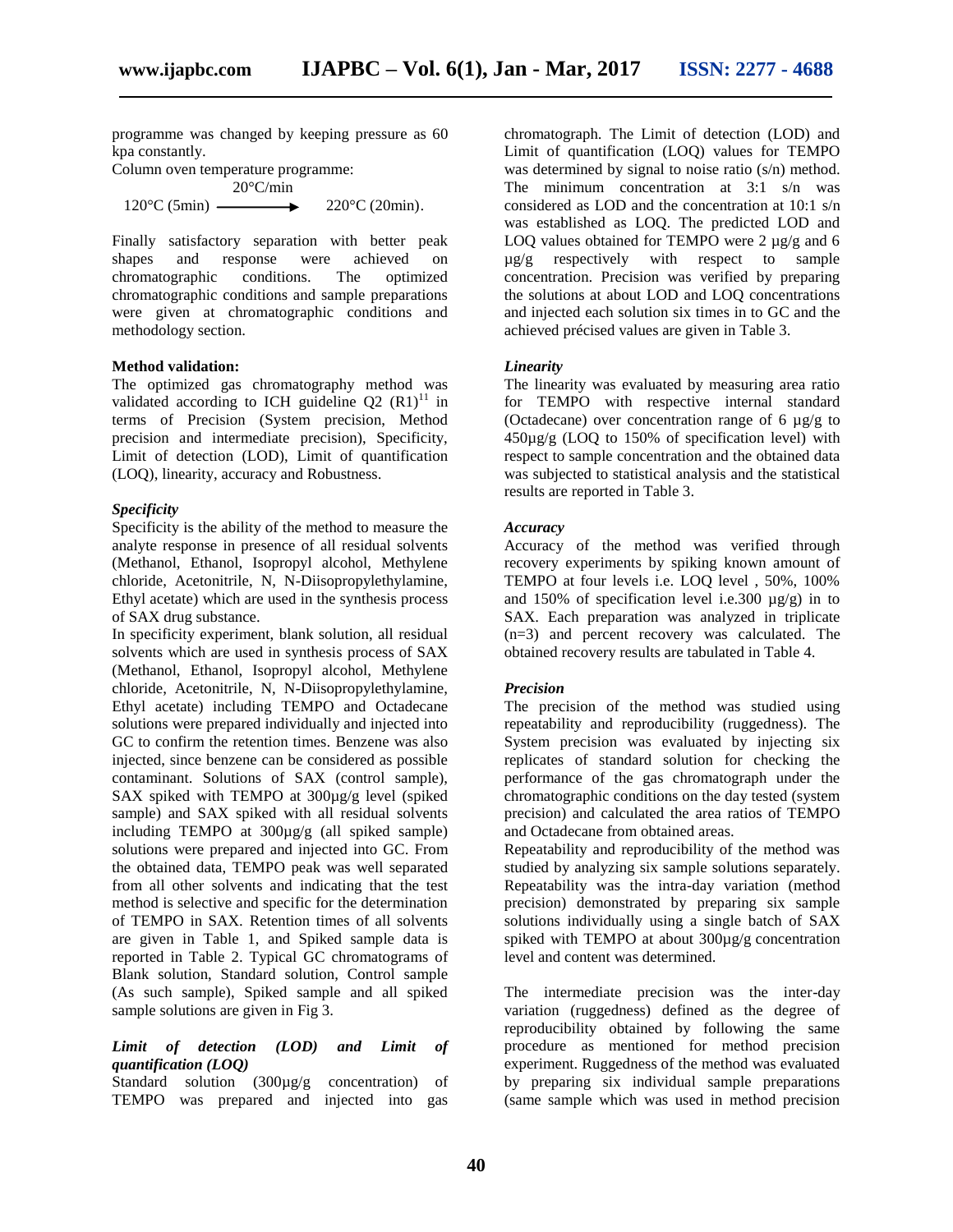programme was changed by keeping pressure as 60 kpa constantly.

Column oven temperature programme:

$$120°C\ (5min) \xrightarrow{20°C/min} 220°C\ (20min).$$

Finally satisfactory separation with better peak shapes and response were achieved on chromatographic conditions. The optimized chromatographic conditions and sample preparations were given at chromatographic conditions and methodology section.

**Method validation:**

The optimized gas chromatography method was validated according to ICH guideline Q2 (R1)[11] in terms of Precision (System precision, Method precision and intermediate precision), Specificity, Limit of detection (LOD), Limit of quantification (LOQ), linearity, accuracy and Robustness.

***Specificity***

Specificity is the ability of the method to measure the analyte response in presence of all residual solvents (Methanol, Ethanol, Isopropyl alcohol, Methylene chloride, Acetonitrile, N, N-Diisopropylethylamine, Ethyl acetate) which are used in the synthesis process of SAX drug substance.

In specificity experiment, blank solution, all residual solvents which are used in synthesis process of SAX (Methanol, Ethanol, Isopropyl alcohol, Methylene chloride, Acetonitrile, N, N-Diisopropylethylamine, Ethyl acetate) including TEMPO and Octadecane solutions were prepared individually and injected into GC to confirm the retention times. Benzene was also injected, since benzene can be considered as possible contaminant. Solutions of SAX (control sample), SAX spiked with TEMPO at 300µg/g level (spiked sample) and SAX spiked with all residual solvents including TEMPO at 300µg/g (all spiked sample) solutions were prepared and injected into GC. From the obtained data, TEMPO peak was well separated from all other solvents and indicating that the test method is selective and specific for the determination of TEMPO in SAX. Retention times of all solvents are given in Table 1, and Spiked sample data is reported in Table 2. Typical GC chromatograms of Blank solution, Standard solution, Control sample (As such sample), Spiked sample and all spiked sample solutions are given in Fig 3.

***Limit of detection (LOD) and Limit of quantification (LOQ)***

Standard solution (300µg/g concentration) of TEMPO was prepared and injected into gas chromatograph. The Limit of detection (LOD) and Limit of quantification (LOQ) values for TEMPO was determined by signal to noise ratio (s/n) method. The minimum concentration at 3:1 s/n was considered as LOD and the concentration at 10:1 s/n was established as LOQ. The predicted LOD and LOQ values obtained for TEMPO were 2 µg/g and 6 µg/g respectively with respect to sample concentration. Precision was verified by preparing the solutions at about LOD and LOQ concentrations and injected each solution six times in to GC and the achieved précised values are given in Table 3.

***Linearity***

The linearity was evaluated by measuring area ratio for TEMPO with respective internal standard (Octadecane) over concentration range of 6 µg/g to 450µg/g (LOQ to 150% of specification level) with respect to sample concentration and the obtained data was subjected to statistical analysis and the statistical results are reported in Table 3.

***Accuracy***

Accuracy of the method was verified through recovery experiments by spiking known amount of TEMPO at four levels i.e. LOQ level , 50%, 100% and 150% of specification level i.e.300 µg/g) in to SAX. Each preparation was analyzed in triplicate (n=3) and percent recovery was calculated. The obtained recovery results are tabulated in Table 4.

***Precision***

The precision of the method was studied using repeatability and reproducibility (ruggedness). The System precision was evaluated by injecting six replicates of standard solution for checking the performance of the gas chromatograph under the chromatographic conditions on the day tested (system precision) and calculated the area ratios of TEMPO and Octadecane from obtained areas.

Repeatability and reproducibility of the method was studied by analyzing six sample solutions separately. Repeatability was the intra-day variation (method precision) demonstrated by preparing six sample solutions individually using a single batch of SAX spiked with TEMPO at about 300µg/g concentration level and content was determined.

The intermediate precision was the inter-day variation (ruggedness) defined as the degree of reproducibility obtained by following the same procedure as mentioned for method precision experiment. Ruggedness of the method was evaluated by preparing six individual sample preparations (same sample which was used in method precision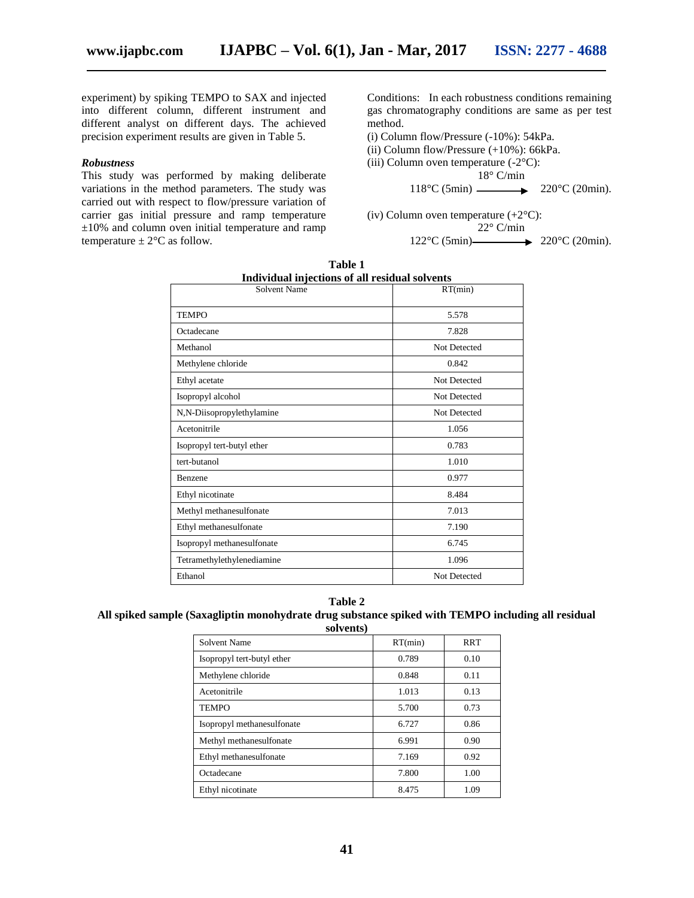experiment) by spiking TEMPO to SAX and injected into different column, different instrument and different analyst on different days. The achieved precision experiment results are given in Table 5.

### *Robustness*

This study was performed by making deliberate variations in the method parameters. The study was carried out with respect to flow/pressure variation of carrier gas initial pressure and ramp temperature ±10% and column oven initial temperature and ramp temperature ± 2°C as follow.

Conditions: In each robustness conditions remaining gas chromatography conditions are same as per test method.

(i) Column flow/Pressure (-10%): 54kPa.

(ii) Column flow/Pressure (+10%): 66kPa.

(iii) Column oven temperature (-2°C):

$$118°C\ (5min) \xrightarrow{18°\ C/min} 220°C\ (20min).$$

(iv) Column oven temperature (+2°C):

$$122°C\ (5min) \xrightarrow{22°\ C/min} 220°C\ (20min).$$

**Table 1**
**Individual injections of all residual solvents**

| Solvent Name | RT(min) |
|---|---|
| TEMPO | 5.578 |
| Octadecane | 7.828 |
| Methanol | Not Detected |
| Methylene chloride | 0.842 |
| Ethyl acetate | Not Detected |
| Isopropyl alcohol | Not Detected |
| N,N-Diisopropylethylamine | Not Detected |
| Acetonitrile | 1.056 |
| Isopropyl tert-butyl ether | 0.783 |
| tert-butanol | 1.010 |
| Benzene | 0.977 |
| Ethyl nicotinate | 8.484 |
| Methyl methanesulfonate | 7.013 |
| Ethyl methanesulfonate | 7.190 |
| Isopropyl methanesulfonate | 6.745 |
| Tetramethylethylenediamine | 1.096 |
| Ethanol | Not Detected |

**Table 2**
**All spiked sample (Saxagliptin monohydrate drug substance spiked with TEMPO including all residual solvents)**

| Solvent Name | RT(min) | RRT |
|---|---|---|
| Isopropyl tert-butyl ether | 0.789 | 0.10 |
| Methylene chloride | 0.848 | 0.11 |
| Acetonitrile | 1.013 | 0.13 |
| TEMPO | 5.700 | 0.73 |
| Isopropyl methanesulfonate | 6.727 | 0.86 |
| Methyl methanesulfonate | 6.991 | 0.90 |
| Ethyl methanesulfonate | 7.169 | 0.92 |
| Octadecane | 7.800 | 1.00 |
| Ethyl nicotinate | 8.475 | 1.09 |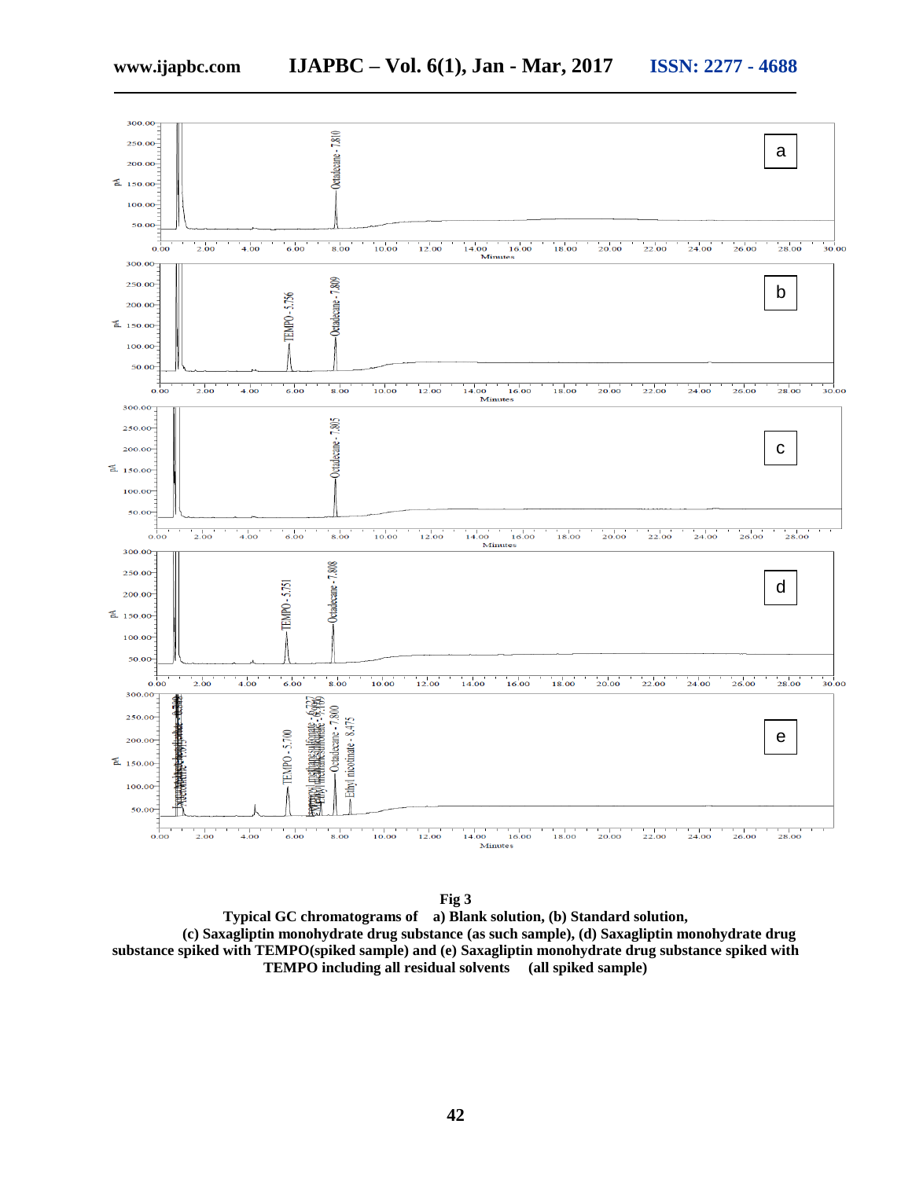**Fig 3**

**Typical GC chromatograms of a) Blank solution, (b) Standard solution, (c) Saxagliptin monohydrate drug substance (as such sample), (d) Saxagliptin monohydrate drug substance spiked with TEMPO(spiked sample) and (e) Saxagliptin monohydrate drug substance spiked with TEMPO including all residual solvents (all spiked sample)**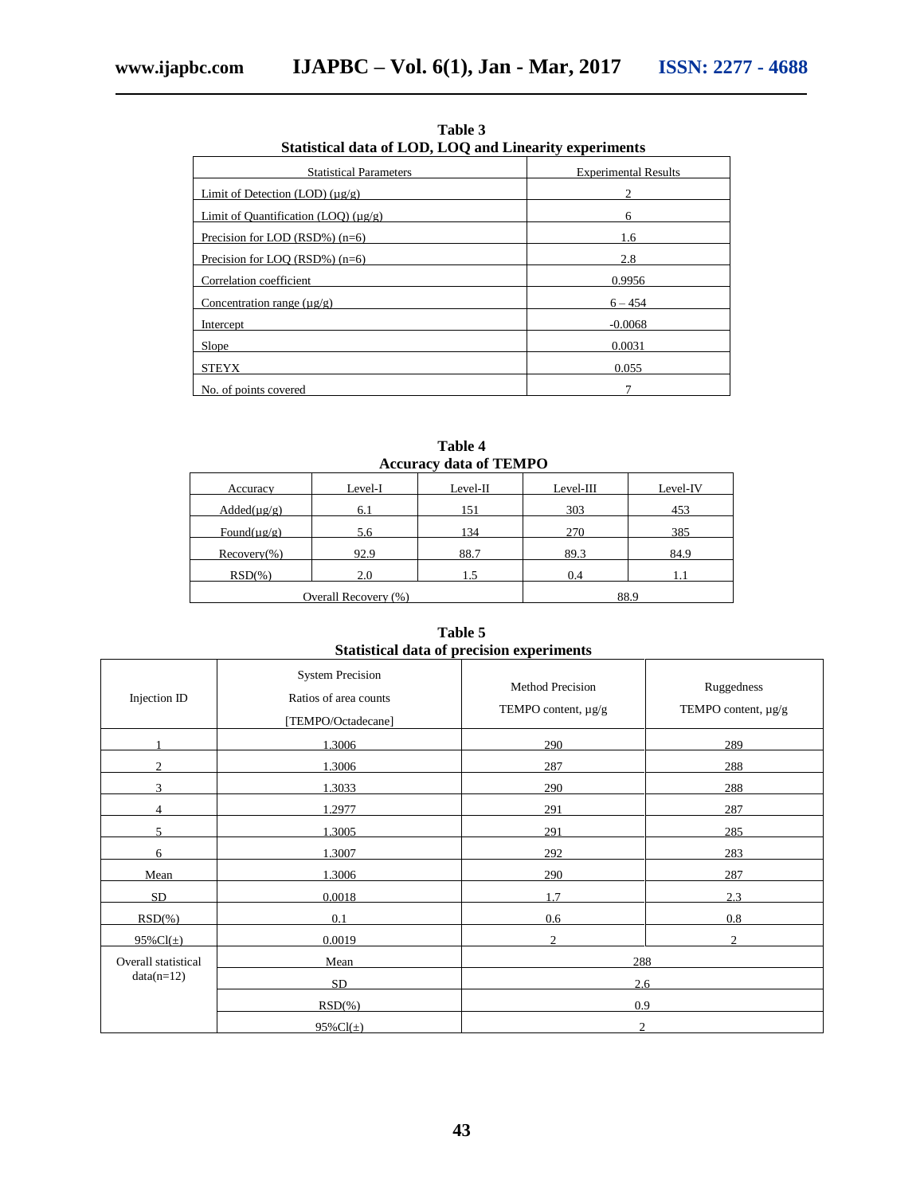**Table 3**
**Statistical data of LOD, LOQ and Linearity experiments**

| Statistical Parameters | Experimental Results |
|---|---|
| Limit of Detection (LOD) (µg/g) | 2 |
| Limit of Quantification (LOQ) (µg/g) | 6 |
| Precision for LOD (RSD%) (n=6) | 1.6 |
| Precision for LOQ (RSD%) (n=6) | 2.8 |
| Correlation coefficient | 0.9956 |
| Concentration range (µg/g) | 6 – 454 |
| Intercept | -0.0068 |
| Slope | 0.0031 |
| STEYX | 0.055 |
| No. of points covered | 7 |

**Table 4**
**Accuracy data of TEMPO**

| Accuracy | Level-I | Level-II | Level-III | Level-IV |
|---|---|---|---|---|
| Added(µg/g) | 6.1 | 151 | 303 | 453 |
| Found(µg/g) | 5.6 | 134 | 270 | 385 |
| Recovery(%) | 92.9 | 88.7 | 89.3 | 84.9 |
| RSD(%) | 2.0 | 1.5 | 0.4 | 1.1 |
| Overall Recovery (%) | | | 88.9 | |

**Table 5**
**Statistical data of precision experiments**

| Injection ID | System Precision Ratios of area counts [TEMPO/Octadecane] | Method Precision TEMPO content, µg/g | Ruggedness TEMPO content, µg/g |
|---|---|---|---|
| 1 | 1.3006 | 290 | 289 |
| 2 | 1.3006 | 287 | 288 |
| 3 | 1.3033 | 290 | 288 |
| 4 | 1.2977 | 291 | 287 |
| 5 | 1.3005 | 291 | 285 |
| 6 | 1.3007 | 292 | 283 |
| Mean | 1.3006 | 290 | 287 |
| SD | 0.0018 | 1.7 | 2.3 |
| RSD(%) | 0.1 | 0.6 | 0.8 |
| 95%Cl(±) | 0.0019 | 2 | 2 |
| Overall statistical data(n=12) | Mean | 288 | |
| | SD | 2.6 | |
| | RSD(%) | 0.9 | |
| | 95%Cl(±) | 2 | |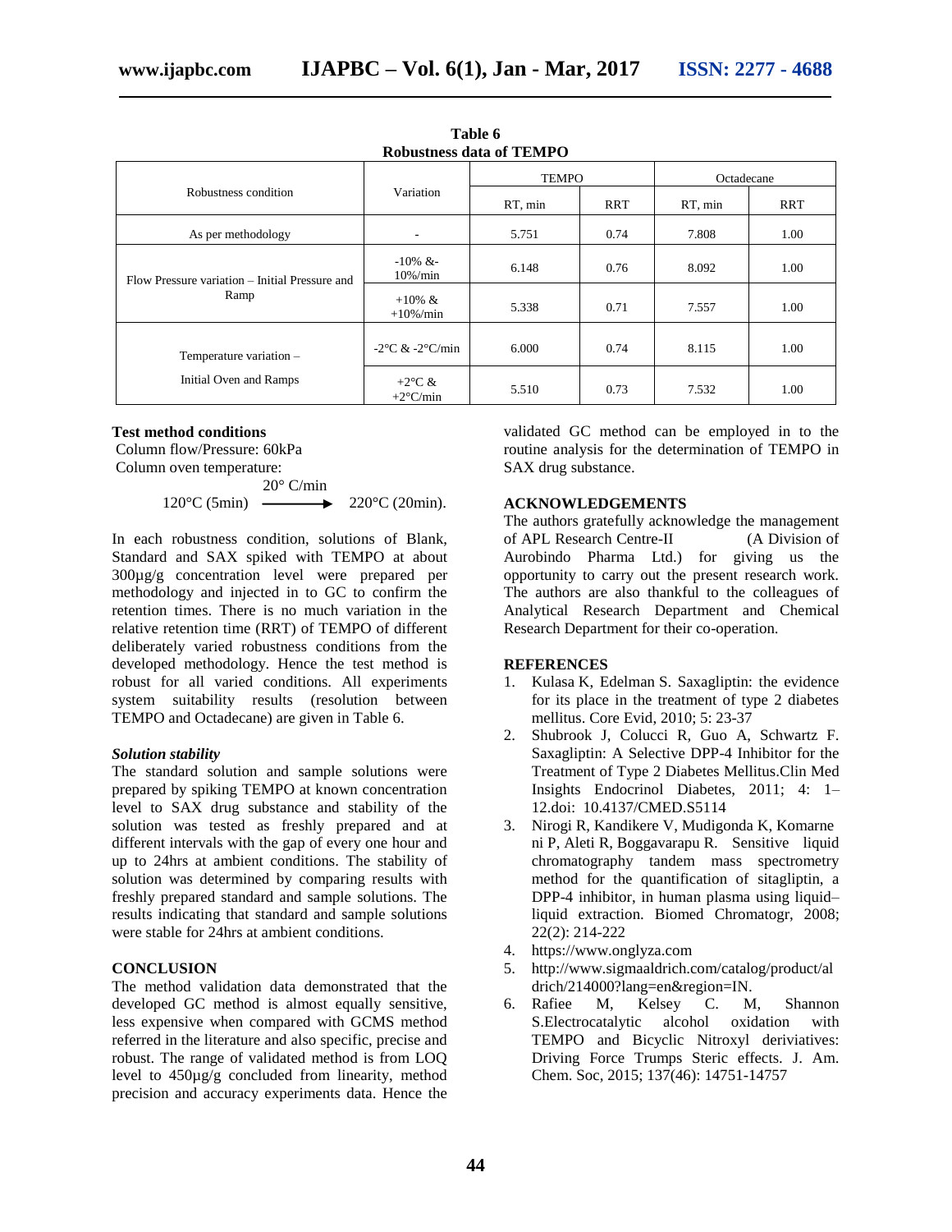**Table 6**
**Robustness data of TEMPO**

| Robustness condition | Variation | TEMPO | | Octadecane | |
|---|---|---|---|---|---|
| | | RT, min | RRT | RT, min | RRT |
| As per methodology | - | 5.751 | 0.74 | 7.808 | 1.00 |
| Flow Pressure variation – Initial Pressure and Ramp | -10% &-10%/min | 6.148 | 0.76 | 8.092 | 1.00 |
| | +10% & +10%/min | 5.338 | 0.71 | 7.557 | 1.00 |
| Temperature variation – Initial Oven and Ramps | -2°C & -2°C/min | 6.000 | 0.74 | 8.115 | 1.00 |
| | +2°C & +2°C/min | 5.510 | 0.73 | 7.532 | 1.00 |

**Test method conditions**

Column flow/Pressure: 60kPa

Column oven temperature:

$$120°C\ (5min) \xrightarrow{20°\ C/min} 220°C\ (20min).$$

In each robustness condition, solutions of Blank, Standard and SAX spiked with TEMPO at about 300µg/g concentration level were prepared per methodology and injected in to GC to confirm the retention times. There is no much variation in the relative retention time (RRT) of TEMPO of different deliberately varied robustness conditions from the developed methodology. Hence the test method is robust for all varied conditions. All experiments system suitability results (resolution between TEMPO and Octadecane) are given in Table 6.

***Solution stability***

The standard solution and sample solutions were prepared by spiking TEMPO at known concentration level to SAX drug substance and stability of the solution was tested as freshly prepared and at different intervals with the gap of every one hour and up to 24hrs at ambient conditions. The stability of solution was determined by comparing results with freshly prepared standard and sample solutions. The results indicating that standard and sample solutions were stable for 24hrs at ambient conditions.

**CONCLUSION**

The method validation data demonstrated that the developed GC method is almost equally sensitive, less expensive when compared with GCMS method referred in the literature and also specific, precise and robust. The range of validated method is from LOQ level to 450µg/g concluded from linearity, method precision and accuracy experiments data. Hence the validated GC method can be employed in to the routine analysis for the determination of TEMPO in SAX drug substance.

**ACKNOWLEDGEMENTS**

The authors gratefully acknowledge the management of APL Research Centre-II (A Division of Aurobindo Pharma Ltd.) for giving us the opportunity to carry out the present research work. The authors are also thankful to the colleagues of Analytical Research Department and Chemical Research Department for their co-operation.

**REFERENCES**

1. Kulasa K, Edelman S. Saxagliptin: the evidence for its place in the treatment of type 2 diabetes mellitus. Core Evid, 2010; 5: 23-37
2. Shubrook J, Colucci R, Guo A, Schwartz F. Saxagliptin: A Selective DPP-4 Inhibitor for the Treatment of Type 2 Diabetes Mellitus.Clin Med Insights Endocrinol Diabetes, 2011; 4: 1–12.doi: 10.4137/CMED.S5114
3. Nirogi R, Kandikere V, Mudigonda K, Komarneni P, Aleti R, Boggavarapu R. Sensitive liquid chromatography tandem mass spectrometry method for the quantification of sitagliptin, a DPP-4 inhibitor, in human plasma using liquid–liquid extraction. Biomed Chromatogr, 2008; 22(2): 214-222
4. https://www.onglyza.com
5. http://www.sigmaaldrich.com/catalog/product/aldrich/214000?lang=en&region=IN.
6. Rafiee M, Kelsey C. M, Shannon S.Electrocatalytic alcohol oxidation with TEMPO and Bicyclic Nitroxyl deriviatives: Driving Force Trumps Steric effects. J. Am. Chem. Soc, 2015; 137(46): 14751-14757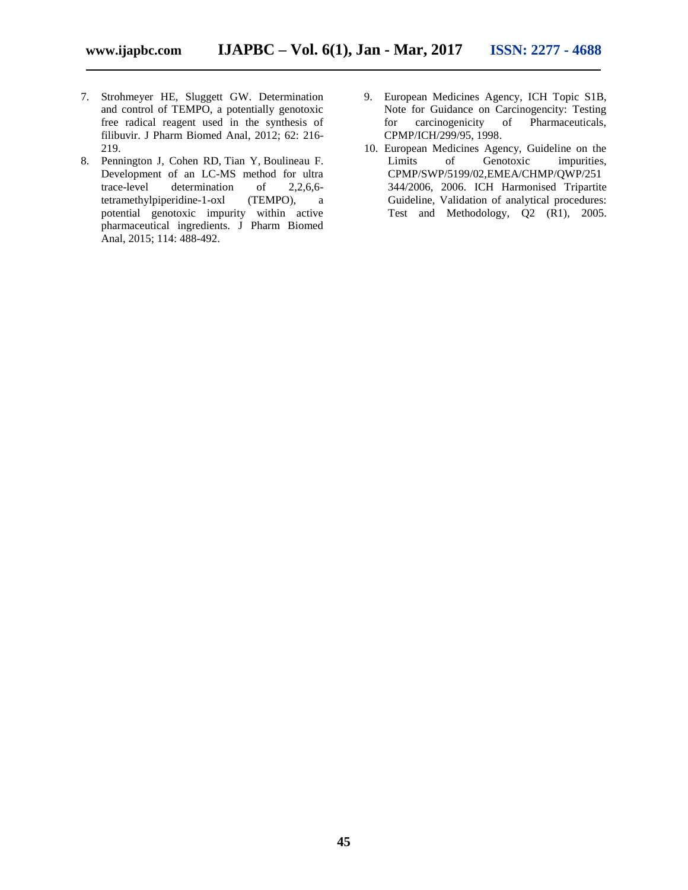7. Strohmeyer HE, Sluggett GW. Determination and control of TEMPO, a potentially genotoxic free radical reagent used in the synthesis of filibuvir. J Pharm Biomed Anal, 2012; 62: 216-219.
8. Pennington J, Cohen RD, Tian Y, Boulineau F. Development of an LC-MS method for ultra trace-level determination of 2,2,6,6-tetramethylpiperidine-1-oxl (TEMPO), a potential genotoxic impurity within active pharmaceutical ingredients. J Pharm Biomed Anal, 2015; 114: 488-492.
9. European Medicines Agency, ICH Topic S1B, Note for Guidance on Carcinogencity: Testing for carcinogenicity of Pharmaceuticals, CPMP/ICH/299/95, 1998.
10. European Medicines Agency, Guideline on the Limits of Genotoxic impurities, CPMP/SWP/5199/02,EMEA/CHMP/QWP/251 344/2006, 2006. ICH Harmonised Tripartite Guideline, Validation of analytical procedures: Test and Methodology, Q2 (R1), 2005.